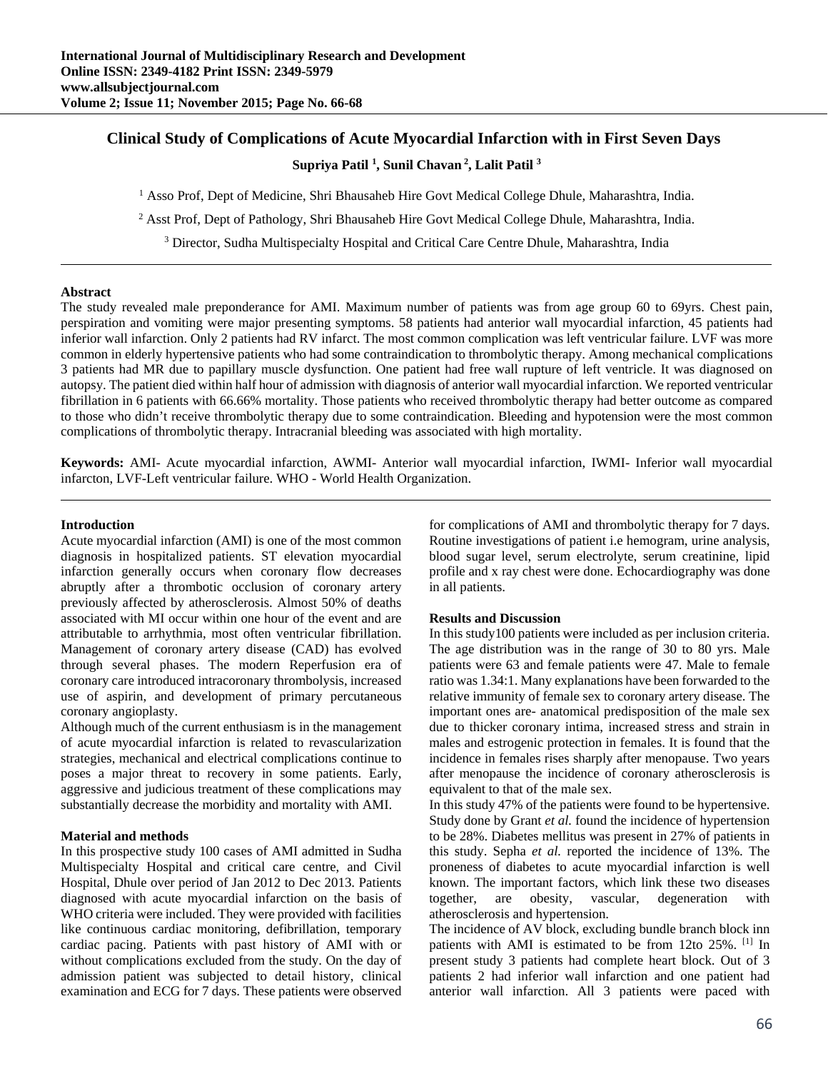# Clinical Study of Complications of Acute Myocardial Infarction with in First Seven Days

**Supriya Patil [1], Sunil Chavan [2], Lalit Patil [3]**

[1] Asso Prof, Dept of Medicine, Shri Bhausaheb Hire Govt Medical College Dhule, Maharashtra, India.

[2] Asst Prof, Dept of Pathology, Shri Bhausaheb Hire Govt Medical College Dhule, Maharashtra, India.

[3] Director, Sudha Multispecialty Hospital and Critical Care Centre Dhule, Maharashtra, India

---

### Abstract

The study revealed male preponderance for AMI. Maximum number of patients was from age group 60 to 69yrs. Chest pain, perspiration and vomiting were major presenting symptoms. 58 patients had anterior wall myocardial infarction, 45 patients had inferior wall infarction. Only 2 patients had RV infarct. The most common complication was left ventricular failure. LVF was more common in elderly hypertensive patients who had some contraindication to thrombolytic therapy. Among mechanical complications 3 patients had MR due to papillary muscle dysfunction. One patient had free wall rupture of left ventricle. It was diagnosed on autopsy. The patient died within half hour of admission with diagnosis of anterior wall myocardial infarction. We reported ventricular fibrillation in 6 patients with 66.66% mortality. Those patients who received thrombolytic therapy had better outcome as compared to those who didn't receive thrombolytic therapy due to some contraindication. Bleeding and hypotension were the most common complications of thrombolytic therapy. Intracranial bleeding was associated with high mortality.

**Keywords:** AMI- Acute myocardial infarction, AWMI- Anterior wall myocardial infarction, IWMI- Inferior wall myocardial infarcton, LVF-Left ventricular failure. WHO - World Health Organization.

---

### Introduction

Acute myocardial infarction (AMI) is one of the most common diagnosis in hospitalized patients. ST elevation myocardial infarction generally occurs when coronary flow decreases abruptly after a thrombotic occlusion of coronary artery previously affected by atherosclerosis. Almost 50% of deaths associated with MI occur within one hour of the event and are attributable to arrhythmia, most often ventricular fibrillation. Management of coronary artery disease (CAD) has evolved through several phases. The modern Reperfusion era of coronary care introduced intracoronary thrombolysis, increased use of aspirin, and development of primary percutaneous coronary angioplasty.

Although much of the current enthusiasm is in the management of acute myocardial infarction is related to revascularization strategies, mechanical and electrical complications continue to poses a major threat to recovery in some patients. Early, aggressive and judicious treatment of these complications may substantially decrease the morbidity and mortality with AMI.

### Material and methods

In this prospective study 100 cases of AMI admitted in Sudha Multispecialty Hospital and critical care centre, and Civil Hospital, Dhule over period of Jan 2012 to Dec 2013. Patients diagnosed with acute myocardial infarction on the basis of WHO criteria were included. They were provided with facilities like continuous cardiac monitoring, defibrillation, temporary cardiac pacing. Patients with past history of AMI with or without complications excluded from the study. On the day of admission patient was subjected to detail history, clinical examination and ECG for 7 days. These patients were observed for complications of AMI and thrombolytic therapy for 7 days. Routine investigations of patient i.e hemogram, urine analysis, blood sugar level, serum electrolyte, serum creatinine, lipid profile and x ray chest were done. Echocardiography was done in all patients.

### Results and Discussion

In this study100 patients were included as per inclusion criteria. The age distribution was in the range of 30 to 80 yrs. Male patients were 63 and female patients were 47. Male to female ratio was 1.34:1. Many explanations have been forwarded to the relative immunity of female sex to coronary artery disease. The important ones are- anatomical predisposition of the male sex due to thicker coronary intima, increased stress and strain in males and estrogenic protection in females. It is found that the incidence in females rises sharply after menopause. Two years after menopause the incidence of coronary atherosclerosis is equivalent to that of the male sex.

In this study 47% of the patients were found to be hypertensive. Study done by Grant *et al.* found the incidence of hypertension to be 28%. Diabetes mellitus was present in 27% of patients in this study. Sepha *et al.* reported the incidence of 13%. The proneness of diabetes to acute myocardial infarction is well known. The important factors, which link these two diseases together, are obesity, vascular, degeneration with atherosclerosis and hypertension.

The incidence of AV block, excluding bundle branch block inn patients with AMI is estimated to be from 12to 25%. [1] In present study 3 patients had complete heart block. Out of 3 patients 2 had inferior wall infarction and one patient had anterior wall infarction. All 3 patients were paced with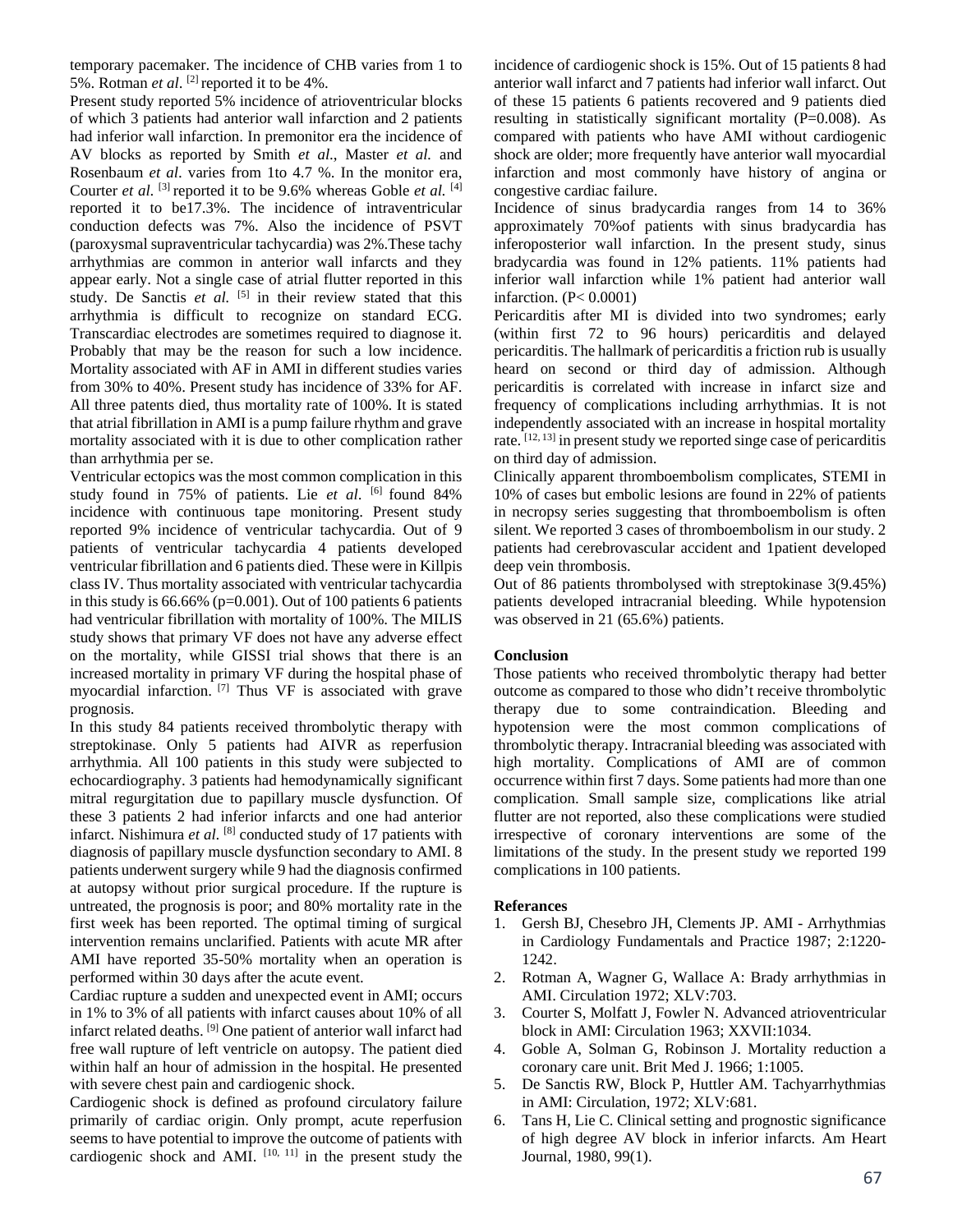temporary pacemaker. The incidence of CHB varies from 1 to 5%. Rotman *et al*. [2] reported it to be 4%.

Present study reported 5% incidence of atrioventricular blocks of which 3 patients had anterior wall infarction and 2 patients had inferior wall infarction. In premonitor era the incidence of AV blocks as reported by Smith *et al*., Master *et al.* and Rosenbaum *et al*. varies from 1to 4.7 %. In the monitor era, Courter *et al*. [3] reported it to be 9.6% whereas Goble *et al.* [4] reported it to be17.3%. The incidence of intraventricular conduction defects was 7%. Also the incidence of PSVT (paroxysmal supraventricular tachycardia) was 2%.These tachy arrhythmias are common in anterior wall infarcts and they appear early. Not a single case of atrial flutter reported in this study. De Sanctis *et al.* [5] in their review stated that this arrhythmia is difficult to recognize on standard ECG. Transcardiac electrodes are sometimes required to diagnose it. Probably that may be the reason for such a low incidence. Mortality associated with AF in AMI in different studies varies from 30% to 40%. Present study has incidence of 33% for AF. All three patents died, thus mortality rate of 100%. It is stated that atrial fibrillation in AMI is a pump failure rhythm and grave mortality associated with it is due to other complication rather than arrhythmia per se.

Ventricular ectopics was the most common complication in this study found in 75% of patients. Lie *et al*. [6] found 84% incidence with continuous tape monitoring. Present study reported 9% incidence of ventricular tachycardia. Out of 9 patients of ventricular tachycardia 4 patients developed ventricular fibrillation and 6 patients died. These were in Killpis class IV. Thus mortality associated with ventricular tachycardia in this study is 66.66% ($p=0.001$). Out of 100 patients 6 patients had ventricular fibrillation with mortality of 100%. The MILIS study shows that primary VF does not have any adverse effect on the mortality, while GISSI trial shows that there is an increased mortality in primary VF during the hospital phase of myocardial infarction. [7] Thus VF is associated with grave prognosis.

In this study 84 patients received thrombolytic therapy with streptokinase. Only 5 patients had AIVR as reperfusion arrhythmia. All 100 patients in this study were subjected to echocardiography. 3 patients had hemodynamically significant mitral regurgitation due to papillary muscle dysfunction. Of these 3 patients 2 had inferior infarcts and one had anterior infarct. Nishimura *et al.* [8] conducted study of 17 patients with diagnosis of papillary muscle dysfunction secondary to AMI. 8 patients underwent surgery while 9 had the diagnosis confirmed at autopsy without prior surgical procedure. If the rupture is untreated, the prognosis is poor; and 80% mortality rate in the first week has been reported. The optimal timing of surgical intervention remains unclarified. Patients with acute MR after AMI have reported 35-50% mortality when an operation is performed within 30 days after the acute event.

Cardiac rupture a sudden and unexpected event in AMI; occurs in 1% to 3% of all patients with infarct causes about 10% of all infarct related deaths. [9] One patient of anterior wall infarct had free wall rupture of left ventricle on autopsy. The patient died within half an hour of admission in the hospital. He presented with severe chest pain and cardiogenic shock.

Cardiogenic shock is defined as profound circulatory failure primarily of cardiac origin. Only prompt, acute reperfusion seems to have potential to improve the outcome of patients with cardiogenic shock and AMI. [10, 11] in the present study the incidence of cardiogenic shock is 15%. Out of 15 patients 8 had anterior wall infarct and 7 patients had inferior wall infarct. Out of these 15 patients 6 patients recovered and 9 patients died resulting in statistically significant mortality ($P=0.008$). As compared with patients who have AMI without cardiogenic shock are older; more frequently have anterior wall myocardial infarction and most commonly have history of angina or congestive cardiac failure.

Incidence of sinus bradycardia ranges from 14 to 36% approximately 70%of patients with sinus bradycardia has inferoposterior wall infarction. In the present study, sinus bradycardia was found in 12% patients. 11% patients had inferior wall infarction while 1% patient had anterior wall infarction. ($P< 0.0001$)

Pericarditis after MI is divided into two syndromes; early (within first 72 to 96 hours) pericarditis and delayed pericarditis. The hallmark of pericarditis a friction rub is usually heard on second or third day of admission. Although pericarditis is correlated with increase in infarct size and frequency of complications including arrhythmias. It is not independently associated with an increase in hospital mortality rate. [12, 13] in present study we reported singe case of pericarditis on third day of admission.

Clinically apparent thromboembolism complicates, STEMI in 10% of cases but embolic lesions are found in 22% of patients in necropsy series suggesting that thromboembolism is often silent. We reported 3 cases of thromboembolism in our study. 2 patients had cerebrovascular accident and 1patient developed deep vein thrombosis.

Out of 86 patients thrombolysed with streptokinase 3(9.45%) patients developed intracranial bleeding. While hypotension was observed in 21 (65.6%) patients.

**Conclusion**

Those patients who received thrombolytic therapy had better outcome as compared to those who didn't receive thrombolytic therapy due to some contraindication. Bleeding and hypotension were the most common complications of thrombolytic therapy. Intracranial bleeding was associated with high mortality. Complications of AMI are of common occurrence within first 7 days. Some patients had more than one complication. Small sample size, complications like atrial flutter are not reported, also these complications were studied irrespective of coronary interventions are some of the limitations of the study. In the present study we reported 199 complications in 100 patients.

**Referances**

1. Gersh BJ, Chesebro JH, Clements JP. AMI - Arrhythmias in Cardiology Fundamentals and Practice 1987; 2:1220-1242.
2. Rotman A, Wagner G, Wallace A: Brady arrhythmias in AMI. Circulation 1972; XLV:703.
3. Courter S, Molfatt J, Fowler N. Advanced atrioventricular block in AMI: Circulation 1963; XXVII:1034.
4. Goble A, Solman G, Robinson J. Mortality reduction a coronary care unit. Brit Med J. 1966; 1:1005.
5. De Sanctis RW, Block P, Huttler AM. Tachyarrhythmias in AMI: Circulation, 1972; XLV:681.
6. Tans H, Lie C. Clinical setting and prognostic significance of high degree AV block in inferior infarcts. Am Heart Journal, 1980, 99(1).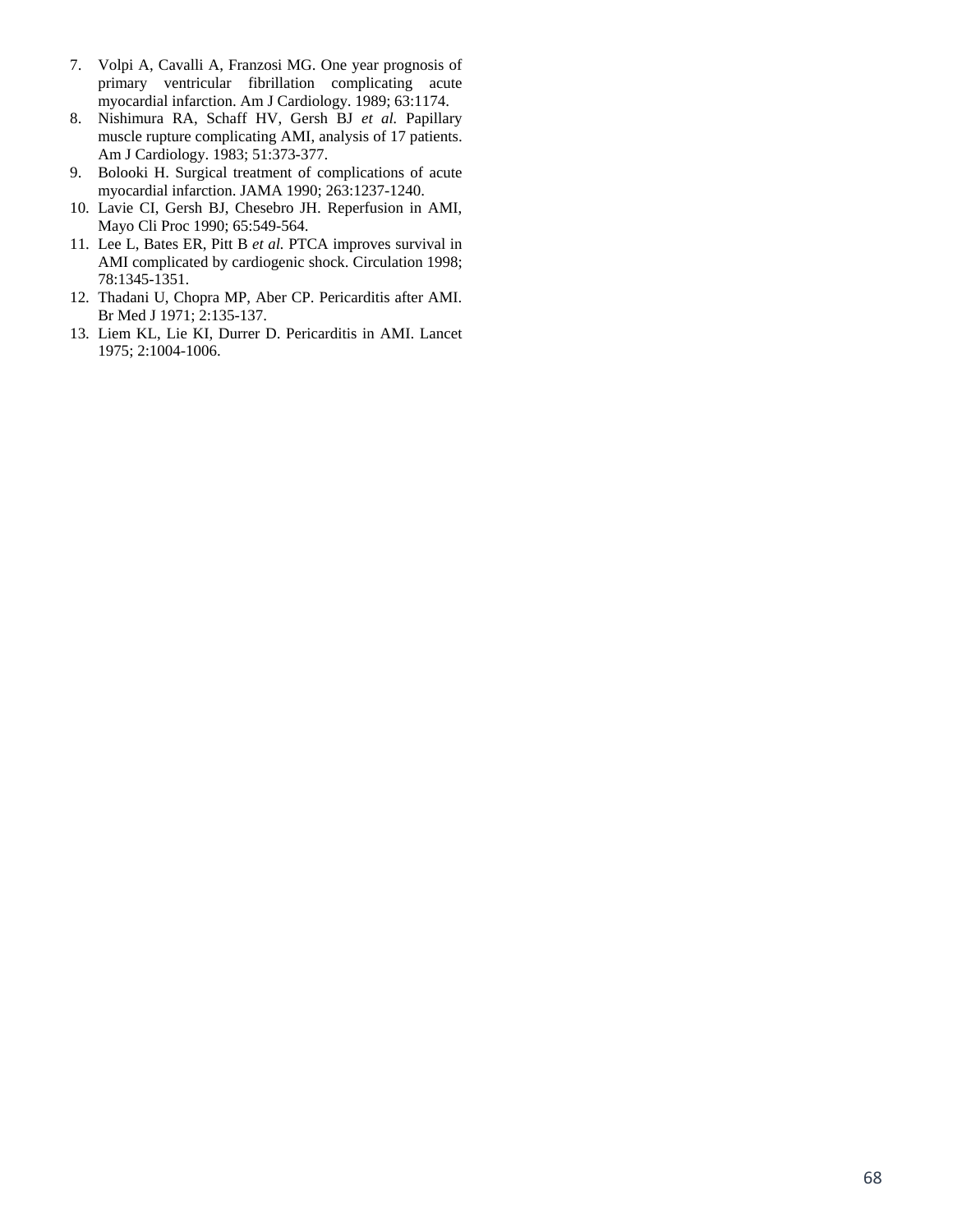7. Volpi A, Cavalli A, Franzosi MG. One year prognosis of primary ventricular fibrillation complicating acute myocardial infarction. Am J Cardiology. 1989; 63:1174.
8. Nishimura RA, Schaff HV, Gersh BJ *et al.* Papillary muscle rupture complicating AMI, analysis of 17 patients. Am J Cardiology. 1983; 51:373-377.
9. Bolooki H. Surgical treatment of complications of acute myocardial infarction. JAMA 1990; 263:1237-1240.
10. Lavie CI, Gersh BJ, Chesebro JH. Reperfusion in AMI, Mayo Cli Proc 1990; 65:549-564.
11. Lee L, Bates ER, Pitt B *et al.* PTCA improves survival in AMI complicated by cardiogenic shock. Circulation 1998; 78:1345-1351.
12. Thadani U, Chopra MP, Aber CP. Pericarditis after AMI. Br Med J 1971; 2:135-137.
13. Liem KL, Lie KI, Durrer D. Pericarditis in AMI. Lancet 1975; 2:1004-1006.